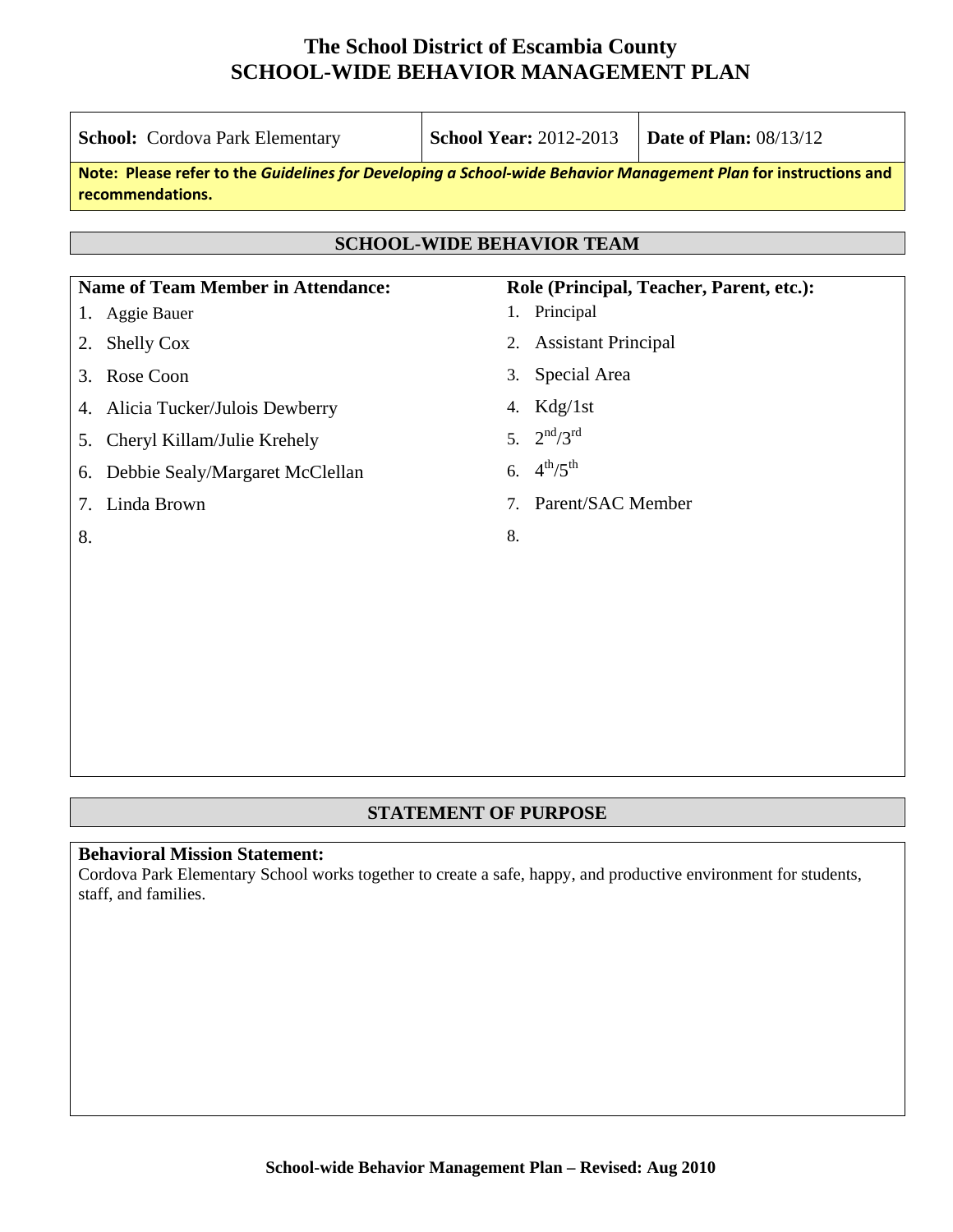# The School District of Escambia County
# SCHOOL-WIDE BEHAVIOR MANAGEMENT PLAN

| **School:** Cordova Park Elementary | **School Year:** 2012-2013 | **Date of Plan:** 08/13/12 |
|---|---|---|

**Note: Please refer to the *Guidelines for Developing a School-wide Behavior Management Plan* for instructions and recommendations.**

## SCHOOL-WIDE BEHAVIOR TEAM

| Name of Team Member in Attendance: | Role (Principal, Teacher, Parent, etc.): |
|---|---|
| 1. Aggie Bauer | 1. Principal |
| 2. Shelly Cox | 2. Assistant Principal |
| 3. Rose Coon | 3. Special Area |
| 4. Alicia Tucker/Julois Dewberry | 4. Kdg/1st |
| 5. Cheryl Killam/Julie Krehely | 5. 2nd/3rd |
| 6. Debbie Sealy/Margaret McClellan | 6. 4th/5th |
| 7. Linda Brown | 7. Parent/SAC Member |
| 8. | 8. |

## STATEMENT OF PURPOSE

**Behavioral Mission Statement:**
Cordova Park Elementary School works together to create a safe, happy, and productive environment for students, staff, and families.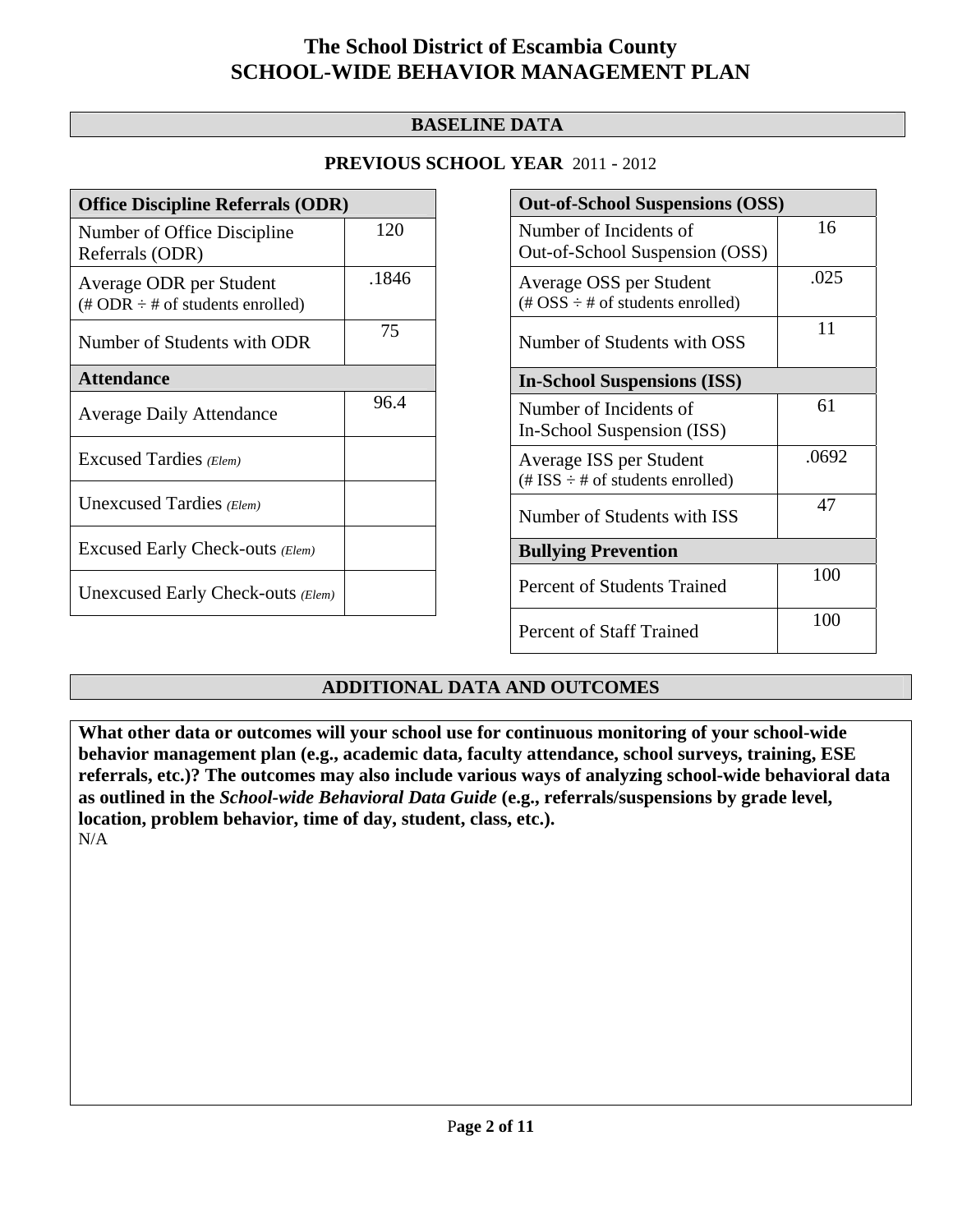# The School District of Escambia County
# SCHOOL-WIDE BEHAVIOR MANAGEMENT PLAN

## BASELINE DATA

### PREVIOUS SCHOOL YEAR 2011 - 2012

| **Office Discipline Referrals (ODR)** | |
|---|---|
| Number of Office Discipline Referrals (ODR) | 120 |
| Average ODR per Student (# ODR ÷ # of students enrolled) | .1846 |
| Number of Students with ODR | 75 |
| **Attendance** | |
| Average Daily Attendance | 96.4 |
| Excused Tardies *(Elem)* | |
| Unexcused Tardies *(Elem)* | |
| Excused Early Check-outs *(Elem)* | |
| Unexcused Early Check-outs *(Elem)* | |

| **Out-of-School Suspensions (OSS)** | |
|---|---|
| Number of Incidents of Out-of-School Suspension (OSS) | 16 |
| Average OSS per Student (# OSS ÷ # of students enrolled) | .025 |
| Number of Students with OSS | 11 |
| **In-School Suspensions (ISS)** | |
| Number of Incidents of In-School Suspension (ISS) | 61 |
| Average ISS per Student (# ISS ÷ # of students enrolled) | .0692 |
| Number of Students with ISS | 47 |
| **Bullying Prevention** | |
| Percent of Students Trained | 100 |
| Percent of Staff Trained | 100 |

## ADDITIONAL DATA AND OUTCOMES

**What other data or outcomes will your school use for continuous monitoring of your school-wide behavior management plan (e.g., academic data, faculty attendance, school surveys, training, ESE referrals, etc.)? The outcomes may also include various ways of analyzing school-wide behavioral data as outlined in the *School-wide Behavioral Data Guide* (e.g., referrals/suspensions by grade level, location, problem behavior, time of day, student, class, etc.).**

N/A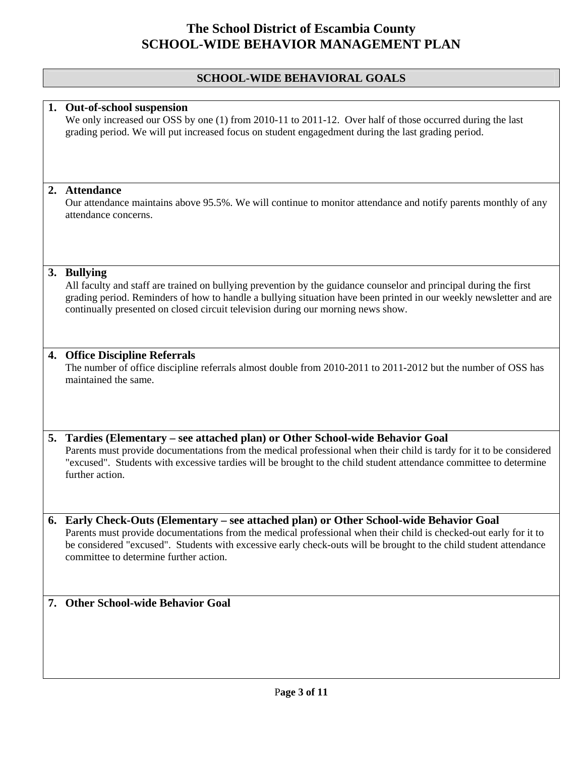# The School District of Escambia County
# SCHOOL-WIDE BEHAVIOR MANAGEMENT PLAN

## SCHOOL-WIDE BEHAVIORAL GOALS

**1. Out-of-school suspension**

We only increased our OSS by one (1) from 2010-11 to 2011-12. Over half of those occurred during the last grading period. We will put increased focus on student engagedment during the last grading period.

**2. Attendance**

Our attendance maintains above 95.5%. We will continue to monitor attendance and notify parents monthly of any attendance concerns.

**3. Bullying**

All faculty and staff are trained on bullying prevention by the guidance counselor and principal during the first grading period. Reminders of how to handle a bullying situation have been printed in our weekly newsletter and are continually presented on closed circuit television during our morning news show.

**4. Office Discipline Referrals**

The number of office discipline referrals almost double from 2010-2011 to 2011-2012 but the number of OSS has maintained the same.

**5. Tardies (Elementary – see attached plan) or Other School-wide Behavior Goal**

Parents must provide documentations from the medical professional when their child is tardy for it to be considered "excused". Students with excessive tardies will be brought to the child student attendance committee to determine further action.

**6. Early Check-Outs (Elementary – see attached plan) or Other School-wide Behavior Goal**

Parents must provide documentations from the medical professional when their child is checked-out early for it to be considered "excused". Students with excessive early check-outs will be brought to the child student attendance committee to determine further action.

**7. Other School-wide Behavior Goal**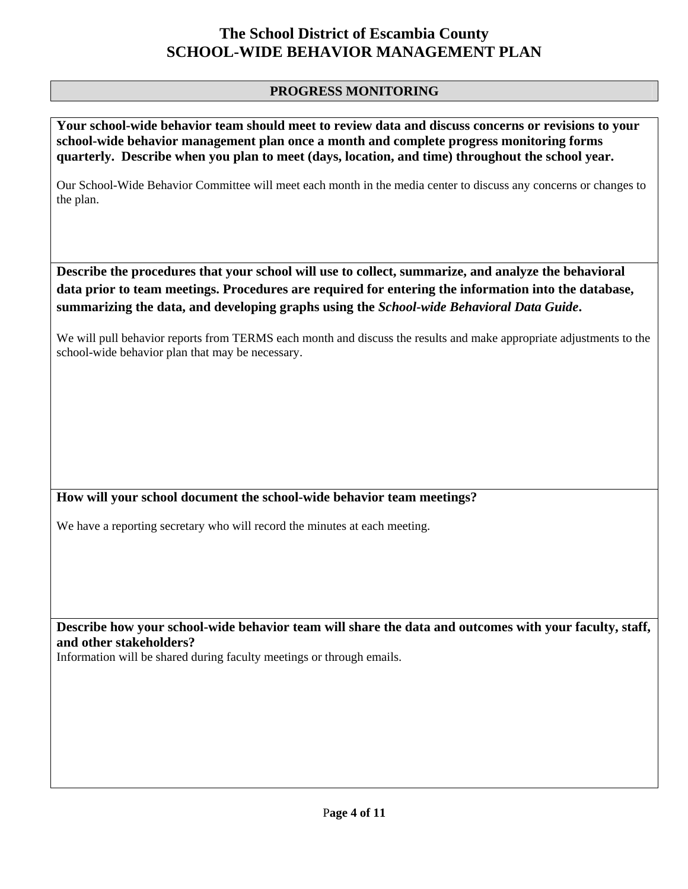# The School District of Escambia County
# SCHOOL-WIDE BEHAVIOR MANAGEMENT PLAN

## PROGRESS MONITORING

**Your school-wide behavior team should meet to review data and discuss concerns or revisions to your school-wide behavior management plan once a month and complete progress monitoring forms quarterly. Describe when you plan to meet (days, location, and time) throughout the school year.**

Our School-Wide Behavior Committee will meet each month in the media center to discuss any concerns or changes to the plan.

**Describe the procedures that your school will use to collect, summarize, and analyze the behavioral data prior to team meetings. Procedures are required for entering the information into the database, summarizing the data, and developing graphs using the *School-wide Behavioral Data Guide*.**

We will pull behavior reports from TERMS each month and discuss the results and make appropriate adjustments to the school-wide behavior plan that may be necessary.

**How will your school document the school-wide behavior team meetings?**

We have a reporting secretary who will record the minutes at each meeting.

**Describe how your school-wide behavior team will share the data and outcomes with your faculty, staff, and other stakeholders?**

Information will be shared during faculty meetings or through emails.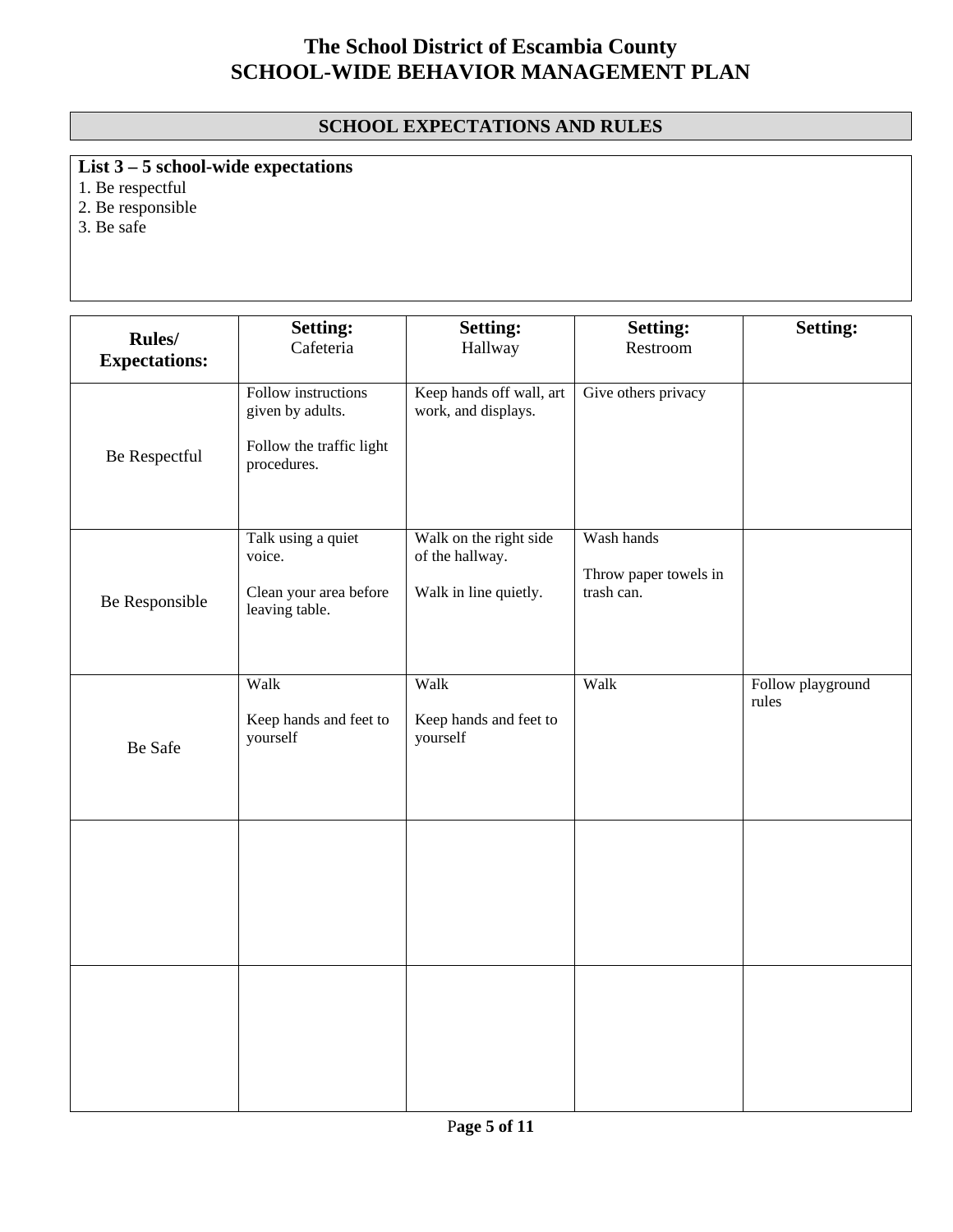# The School District of Escambia County
# SCHOOL-WIDE BEHAVIOR MANAGEMENT PLAN

## SCHOOL EXPECTATIONS AND RULES

**List 3 – 5 school-wide expectations**

1. Be respectful
2. Be responsible
3. Be safe

| **Rules/ Expectations:** | **Setting:** Cafeteria | **Setting:** Hallway | **Setting:** Restroom | **Setting:** |
|---|---|---|---|---|
| Be Respectful | Follow instructions given by adults.<br><br>Follow the traffic light procedures. | Keep hands off wall, art work, and displays. | Give others privacy | |
| Be Responsible | Talk using a quiet voice.<br><br>Clean your area before leaving table. | Walk on the right side of the hallway.<br><br>Walk in line quietly. | Wash hands<br><br>Throw paper towels in trash can. | |
| Be Safe | Walk<br><br>Keep hands and feet to yourself | Walk<br><br>Keep hands and feet to yourself | Walk | Follow playground rules |
| | | | | |
| | | | | |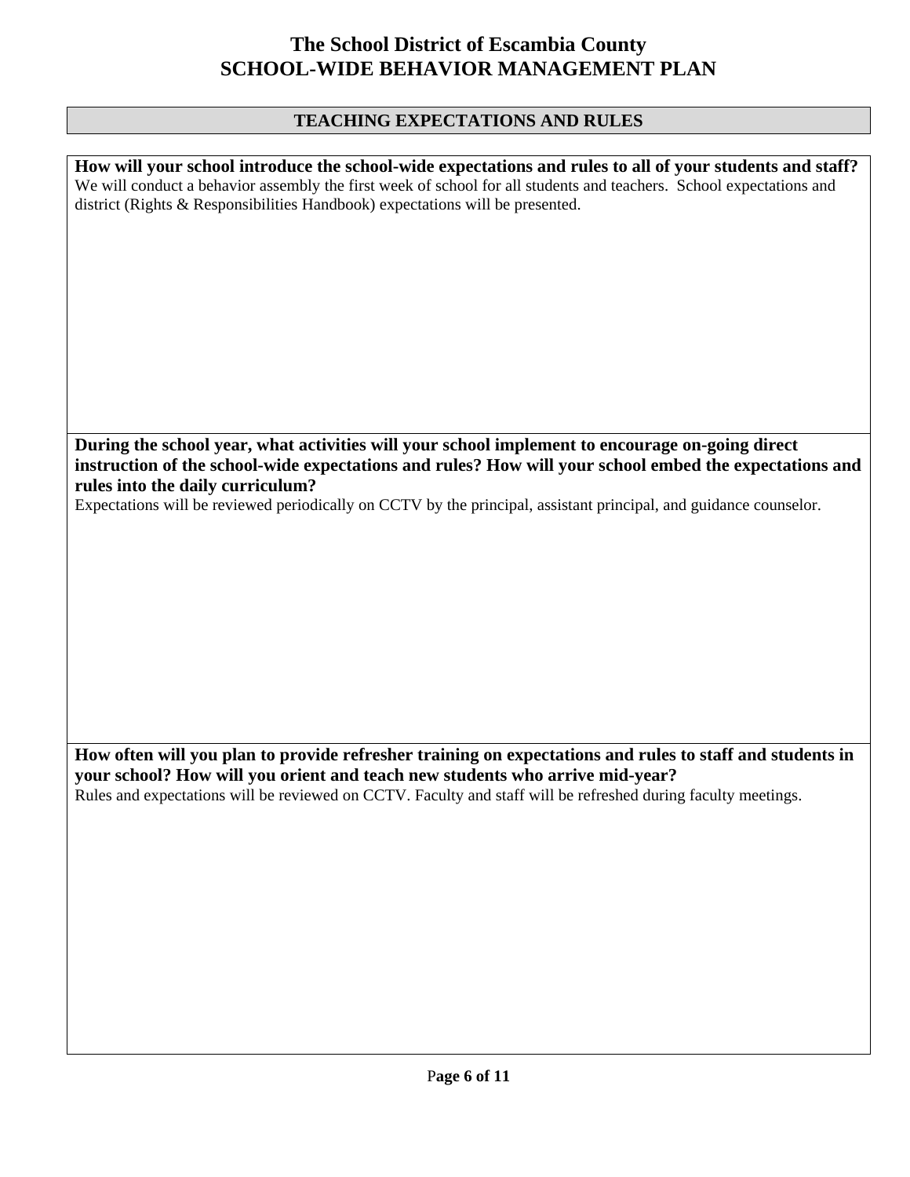# The School District of Escambia County
# SCHOOL-WIDE BEHAVIOR MANAGEMENT PLAN

## TEACHING EXPECTATIONS AND RULES

**How will your school introduce the school-wide expectations and rules to all of your students and staff?**

We will conduct a behavior assembly the first week of school for all students and teachers. School expectations and district (Rights & Responsibilities Handbook) expectations will be presented.

**During the school year, what activities will your school implement to encourage on-going direct instruction of the school-wide expectations and rules? How will your school embed the expectations and rules into the daily curriculum?**

Expectations will be reviewed periodically on CCTV by the principal, assistant principal, and guidance counselor.

**How often will you plan to provide refresher training on expectations and rules to staff and students in your school? How will you orient and teach new students who arrive mid-year?**

Rules and expectations will be reviewed on CCTV. Faculty and staff will be refreshed during faculty meetings.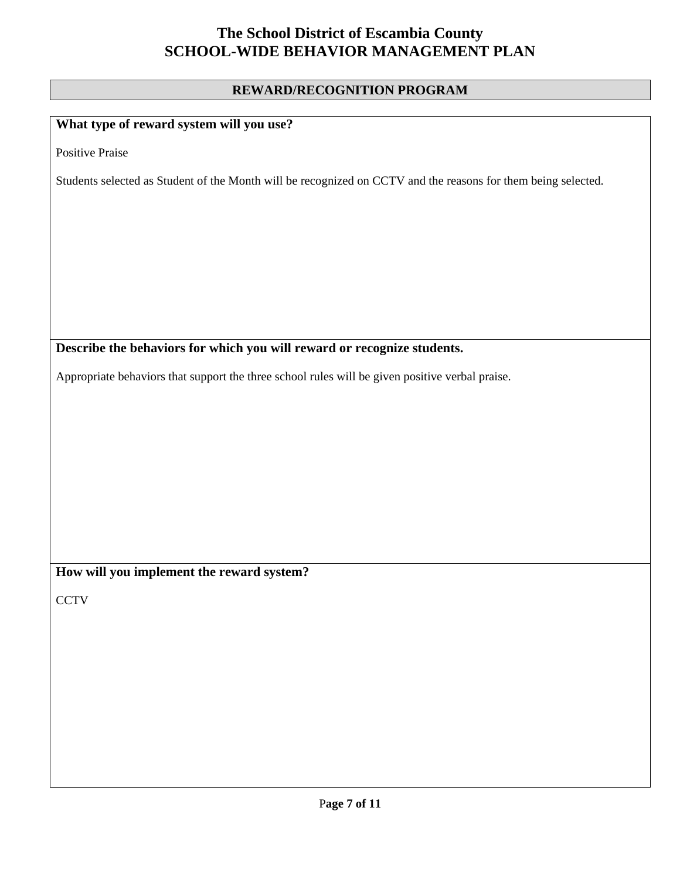# The School District of Escambia County
# SCHOOL-WIDE BEHAVIOR MANAGEMENT PLAN

## REWARD/RECOGNITION PROGRAM

**What type of reward system will you use?**

Positive Praise

Students selected as Student of the Month will be recognized on CCTV and the reasons for them being selected.

**Describe the behaviors for which you will reward or recognize students.**

Appropriate behaviors that support the three school rules will be given positive verbal praise.

**How will you implement the reward system?**

CCTV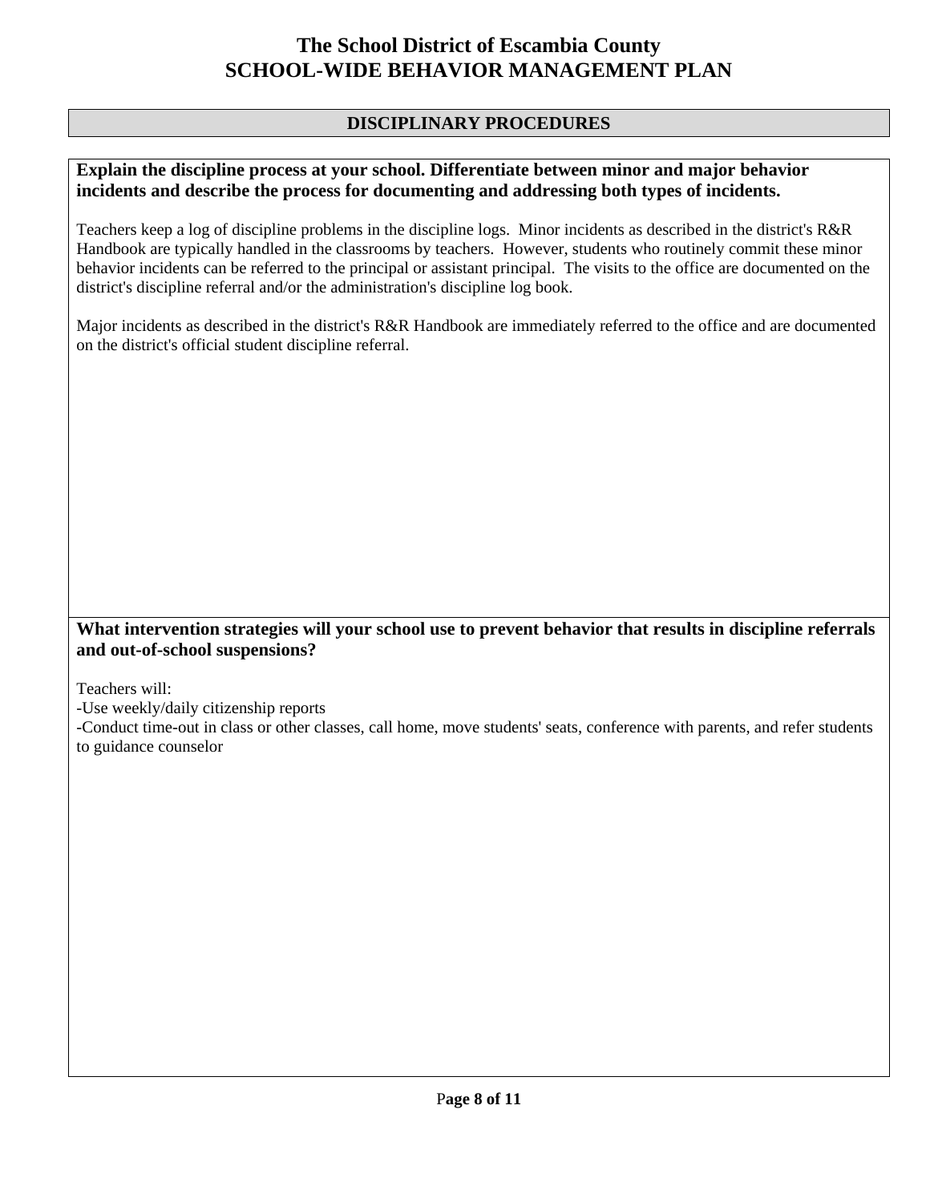# The School District of Escambia County
# SCHOOL-WIDE BEHAVIOR MANAGEMENT PLAN

## DISCIPLINARY PROCEDURES

**Explain the discipline process at your school. Differentiate between minor and major behavior incidents and describe the process for documenting and addressing both types of incidents.**

Teachers keep a log of discipline problems in the discipline logs. Minor incidents as described in the district's R&R Handbook are typically handled in the classrooms by teachers. However, students who routinely commit these minor behavior incidents can be referred to the principal or assistant principal. The visits to the office are documented on the district's discipline referral and/or the administration's discipline log book.

Major incidents as described in the district's R&R Handbook are immediately referred to the office and are documented on the district's official student discipline referral.

**What intervention strategies will your school use to prevent behavior that results in discipline referrals and out-of-school suspensions?**

Teachers will:

-Use weekly/daily citizenship reports

-Conduct time-out in class or other classes, call home, move students' seats, conference with parents, and refer students to guidance counselor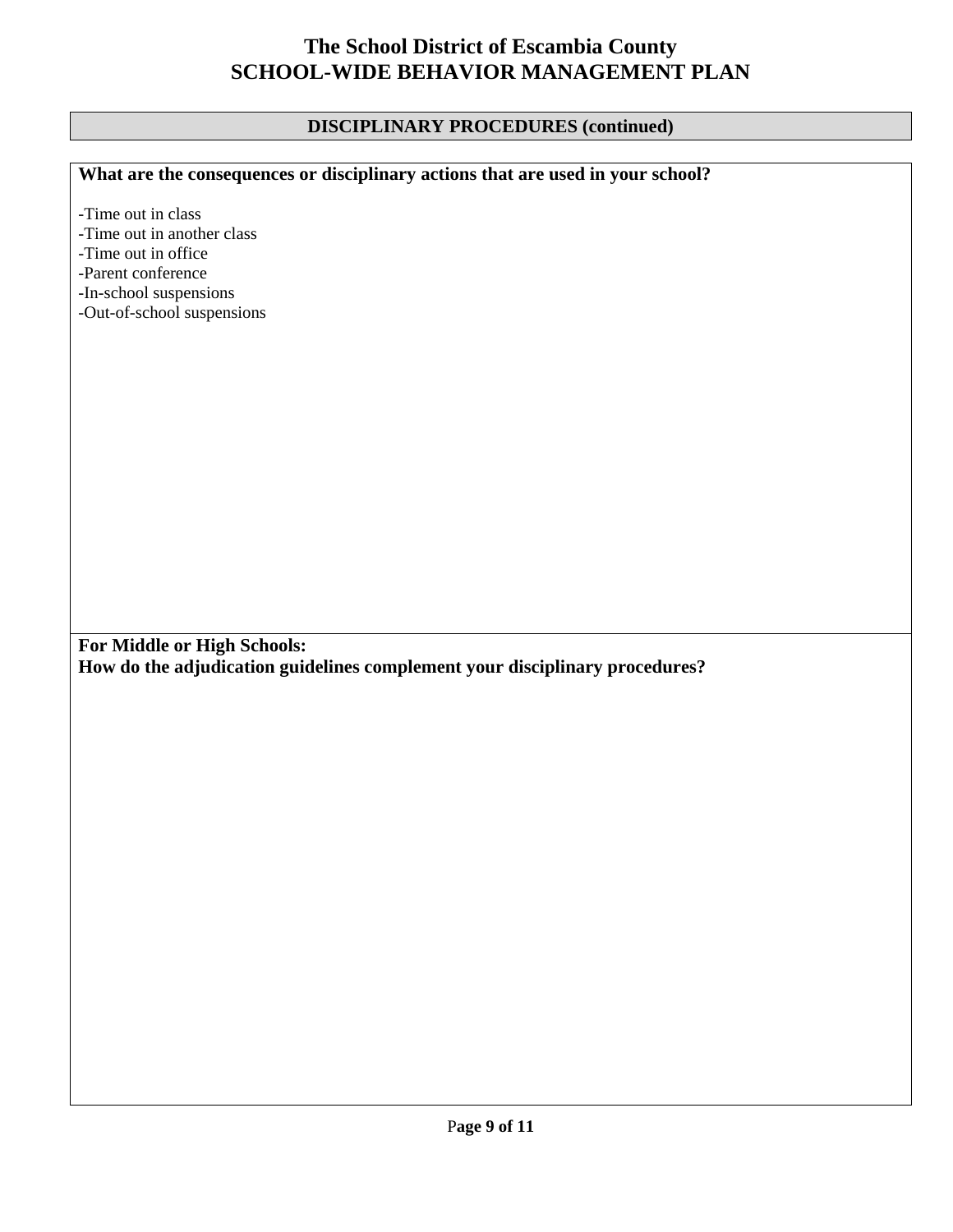# The School District of Escambia County
# SCHOOL-WIDE BEHAVIOR MANAGEMENT PLAN

## DISCIPLINARY PROCEDURES (continued)

**What are the consequences or disciplinary actions that are used in your school?**

-Time out in class
-Time out in another class
-Time out in office
-Parent conference
-In-school suspensions
-Out-of-school suspensions

**For Middle or High Schools:**
**How do the adjudication guidelines complement your disciplinary procedures?**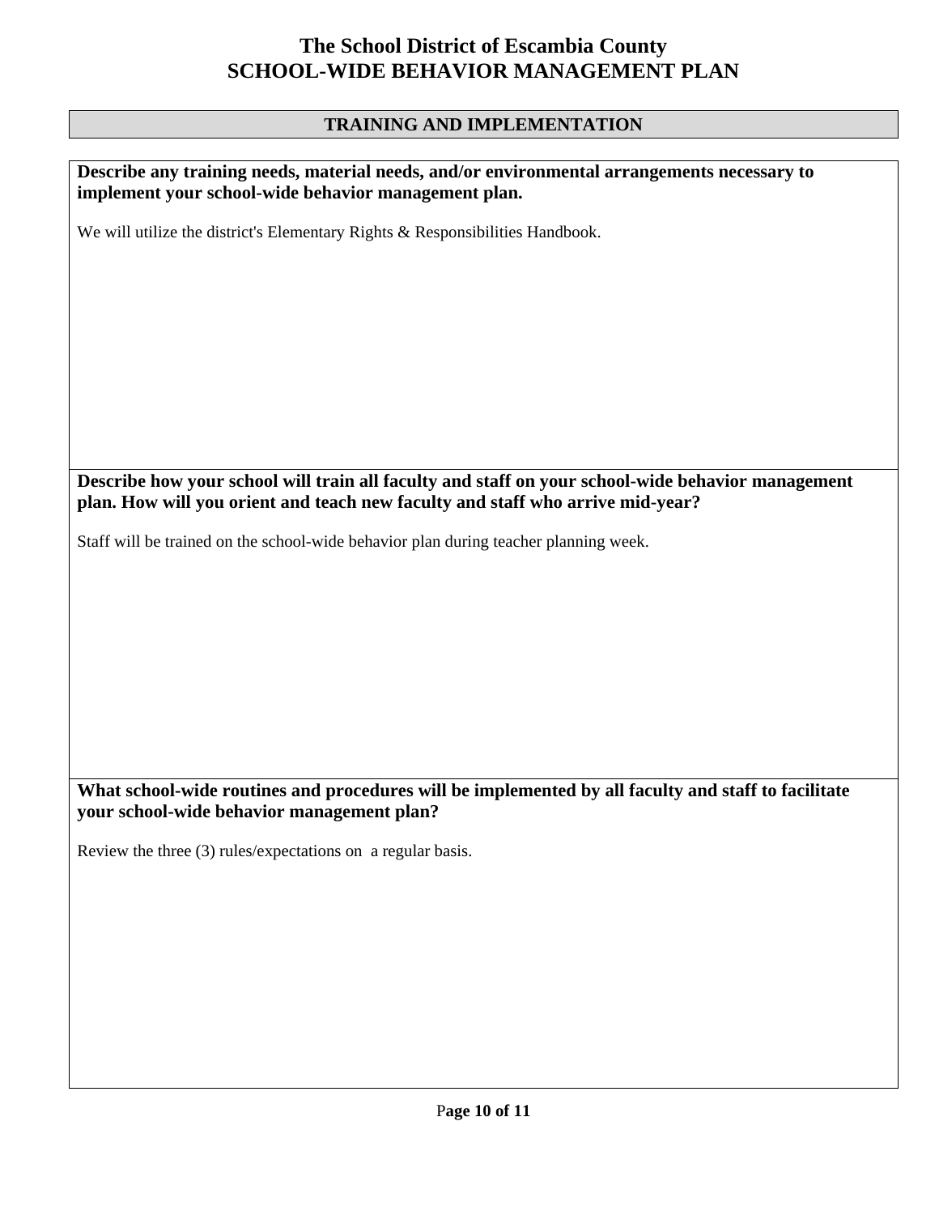# The School District of Escambia County
# SCHOOL-WIDE BEHAVIOR MANAGEMENT PLAN

## TRAINING AND IMPLEMENTATION

**Describe any training needs, material needs, and/or environmental arrangements necessary to implement your school-wide behavior management plan.**

We will utilize the district's Elementary Rights & Responsibilities Handbook.

**Describe how your school will train all faculty and staff on your school-wide behavior management plan. How will you orient and teach new faculty and staff who arrive mid-year?**

Staff will be trained on the school-wide behavior plan during teacher planning week.

**What school-wide routines and procedures will be implemented by all faculty and staff to facilitate your school-wide behavior management plan?**

Review the three (3) rules/expectations on a regular basis.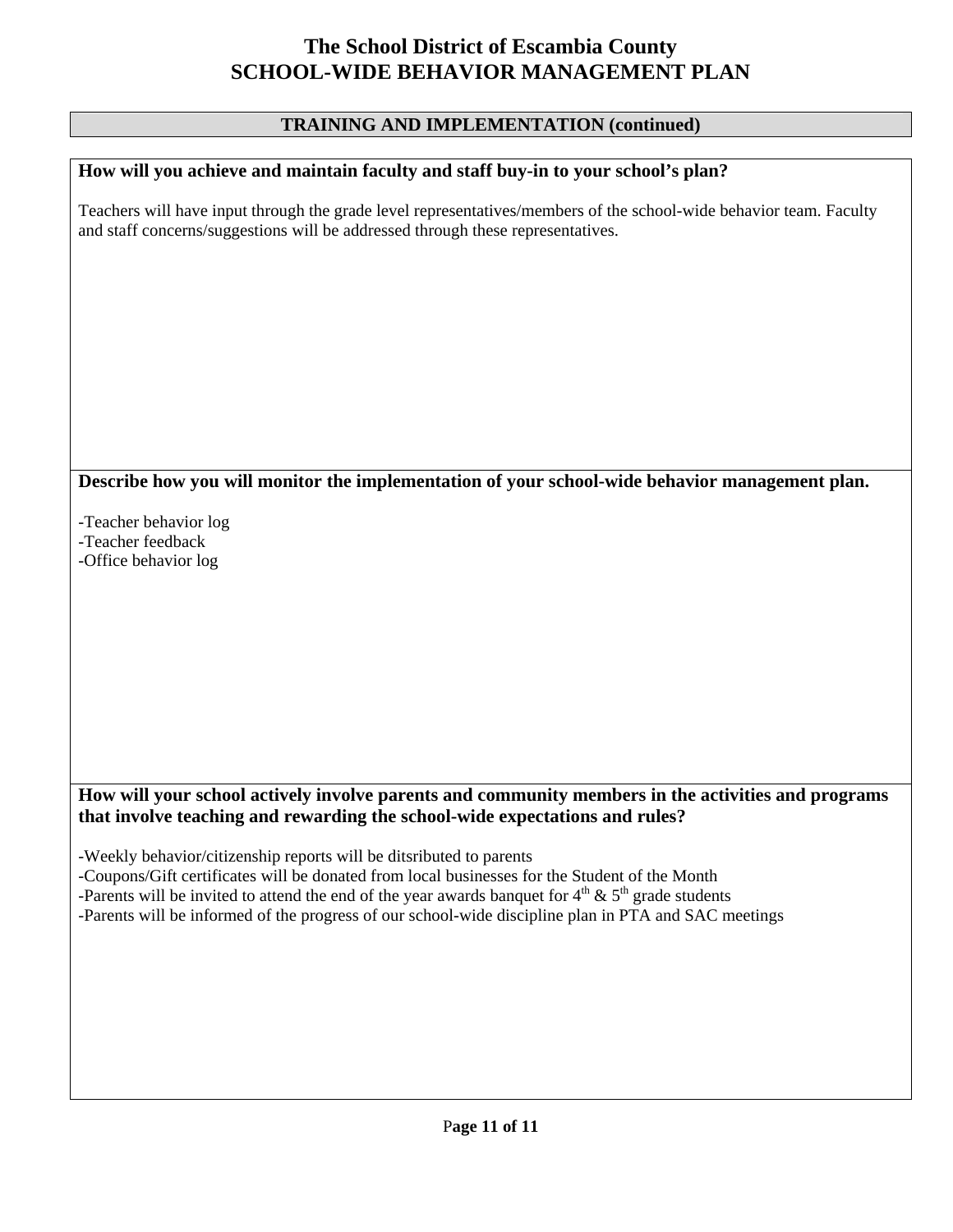# The School District of Escambia County
# SCHOOL-WIDE BEHAVIOR MANAGEMENT PLAN

## TRAINING AND IMPLEMENTATION (continued)

**How will you achieve and maintain faculty and staff buy-in to your school's plan?**

Teachers will have input through the grade level representatives/members of the school-wide behavior team. Faculty and staff concerns/suggestions will be addressed through these representatives.

**Describe how you will monitor the implementation of your school-wide behavior management plan.**

-Teacher behavior log
-Teacher feedback
-Office behavior log

**How will your school actively involve parents and community members in the activities and programs that involve teaching and rewarding the school-wide expectations and rules?**

-Weekly behavior/citizenship reports will be ditsributed to parents
-Coupons/Gift certificates will be donated from local businesses for the Student of the Month
-Parents will be invited to attend the end of the year awards banquet for 4th & 5th grade students
-Parents will be informed of the progress of our school-wide discipline plan in PTA and SAC meetings